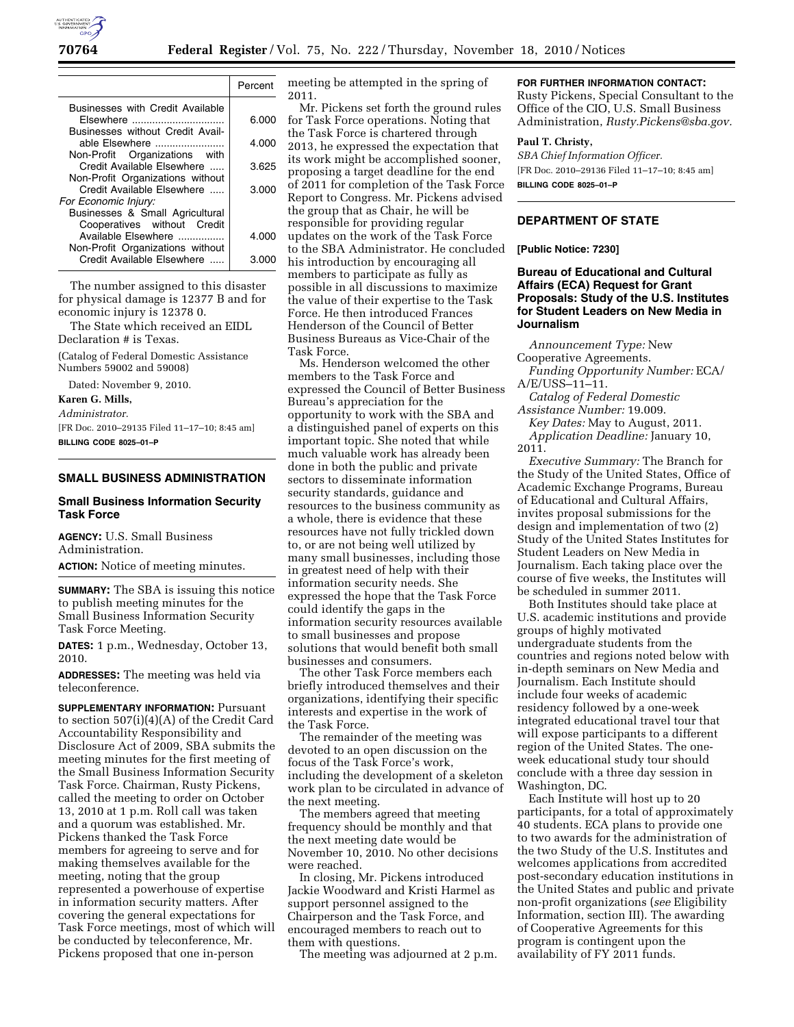| | Percent |
|---|---|
| Businesses with Credit Available Elsewhere | 6.000 |
| Businesses without Credit Available Elsewhere | 4.000 |
| Non-Profit Organizations with Credit Available Elsewhere | 3.625 |
| Non-Profit Organizations without Credit Available Elsewhere | 3.000 |
| *For Economic Injury:* | |
| Businesses & Small Agricultural Cooperatives without Credit Available Elsewhere | 4.000 |
| Non-Profit Organizations without Credit Available Elsewhere | 3.000 |

The number assigned to this disaster for physical damage is 12377 B and for economic injury is 12378 0.

The State which received an EIDL Declaration # is Texas.

(Catalog of Federal Domestic Assistance Numbers 59002 and 59008)

Dated: November 9, 2010.

**Karen G. Mills,**

*Administrator.*

[FR Doc. 2010–29135 Filed 11–17–10; 8:45 am]

**BILLING CODE 8025–01–P**

## SMALL BUSINESS ADMINISTRATION

### Small Business Information Security Task Force

**AGENCY:** U.S. Small Business Administration.

**ACTION:** Notice of meeting minutes.

**SUMMARY:** The SBA is issuing this notice to publish meeting minutes for the Small Business Information Security Task Force Meeting.

**DATES:** 1 p.m., Wednesday, October 13, 2010.

**ADDRESSES:** The meeting was held via teleconference.

**SUPPLEMENTARY INFORMATION:** Pursuant to section 507(i)(4)(A) of the Credit Card Accountability Responsibility and Disclosure Act of 2009, SBA submits the meeting minutes for the first meeting of the Small Business Information Security Task Force. Chairman, Rusty Pickens, called the meeting to order on October 13, 2010 at 1 p.m. Roll call was taken and a quorum was established. Mr. Pickens thanked the Task Force members for agreeing to serve and for making themselves available for the meeting, noting that the group represented a powerhouse of expertise in information security matters. After covering the general expectations for Task Force meetings, most of which will be conducted by teleconference, Mr. Pickens proposed that one in-person meeting be attempted in the spring of 2011.

Mr. Pickens set forth the ground rules for Task Force operations. Noting that the Task Force is chartered through 2013, he expressed the expectation that its work might be accomplished sooner, proposing a target deadline for the end of 2011 for completion of the Task Force Report to Congress. Mr. Pickens advised the group that as Chair, he will be responsible for providing regular updates on the work of the Task Force to the SBA Administrator. He concluded his introduction by encouraging all members to participate as fully as possible in all discussions to maximize the value of their expertise to the Task Force. He then introduced Frances Henderson of the Council of Better Business Bureaus as Vice-Chair of the Task Force.

Ms. Henderson welcomed the other members to the Task Force and expressed the Council of Better Business Bureau's appreciation for the opportunity to work with the SBA and a distinguished panel of experts on this important topic. She noted that while much valuable work has already been done in both the public and private sectors to disseminate information security standards, guidance and resources to the business community as a whole, there is evidence that these resources have not fully trickled down to, or are not being well utilized by many small businesses, including those in greatest need of help with their information security needs. She expressed the hope that the Task Force could identify the gaps in the information security resources available to small businesses and propose solutions that would benefit both small businesses and consumers.

The other Task Force members each briefly introduced themselves and their organizations, identifying their specific interests and expertise in the work of the Task Force.

The remainder of the meeting was devoted to an open discussion on the focus of the Task Force's work, including the development of a skeleton work plan to be circulated in advance of the next meeting.

The members agreed that meeting frequency should be monthly and that the next meeting date would be November 10, 2010. No other decisions were reached.

In closing, Mr. Pickens introduced Jackie Woodward and Kristi Harmel as support personnel assigned to the Chairperson and the Task Force, and encouraged members to reach out to them with questions.

The meeting was adjourned at 2 p.m.

**FOR FURTHER INFORMATION CONTACT:** Rusty Pickens, Special Consultant to the Office of the CIO, U.S. Small Business Administration, *Rusty.Pickens@sba.gov.*

**Paul T. Christy,**

*SBA Chief Information Officer.*

[FR Doc. 2010–29136 Filed 11–17–10; 8:45 am]

**BILLING CODE 8025–01–P**

## DEPARTMENT OF STATE

**[Public Notice: 7230]**

### Bureau of Educational and Cultural Affairs (ECA) Request for Grant Proposals: Study of the U.S. Institutes for Student Leaders on New Media in Journalism

*Announcement Type:* New Cooperative Agreements.

*Funding Opportunity Number:* ECA/A/E/USS–11–11.

*Catalog of Federal Domestic Assistance Number:* 19.009.

*Key Dates:* May to August, 2011.

*Application Deadline:* January 10, 2011.

*Executive Summary:* The Branch for the Study of the United States, Office of Academic Exchange Programs, Bureau of Educational and Cultural Affairs, invites proposal submissions for the design and implementation of two (2) Study of the United States Institutes for Student Leaders on New Media in Journalism. Each taking place over the course of five weeks, the Institutes will be scheduled in summer 2011.

Both Institutes should take place at U.S. academic institutions and provide groups of highly motivated undergraduate students from the countries and regions noted below with in-depth seminars on New Media and Journalism. Each Institute should include four weeks of academic residency followed by a one-week integrated educational travel tour that will expose participants to a different region of the United States. The one-week educational study tour should conclude with a three day session in Washington, DC.

Each Institute will host up to 20 participants, for a total of approximately 40 students. ECA plans to provide one to two awards for the administration of the two Study of the U.S. Institutes and welcomes applications from accredited post-secondary education institutions in the United States and public and private non-profit organizations (*see* Eligibility Information, section III). The awarding of Cooperative Agreements for this program is contingent upon the availability of FY 2011 funds.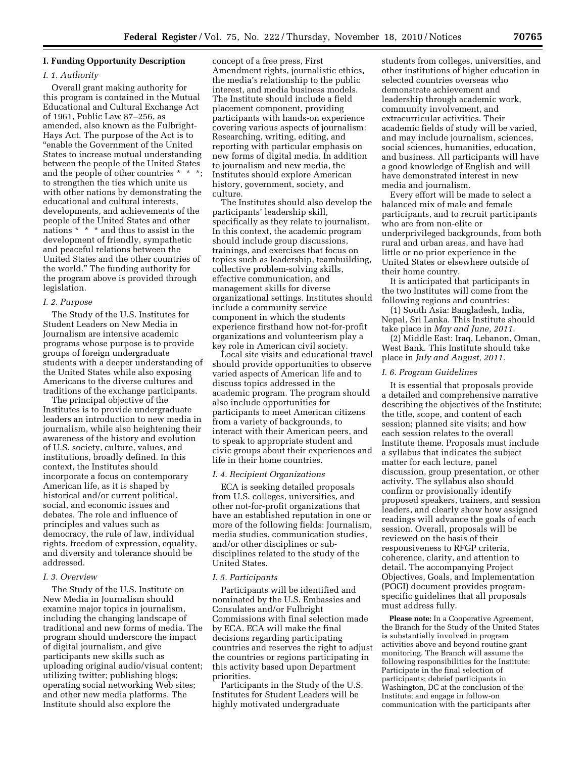## I. Funding Opportunity Description

### *I. 1. Authority*

Overall grant making authority for this program is contained in the Mutual Educational and Cultural Exchange Act of 1961, Public Law 87–256, as amended, also known as the Fulbright-Hays Act. The purpose of the Act is to "enable the Government of the United States to increase mutual understanding between the people of the United States and the people of other countries * * *; to strengthen the ties which unite us with other nations by demonstrating the educational and cultural interests, developments, and achievements of the people of the United States and other nations * * * and thus to assist in the development of friendly, sympathetic and peaceful relations between the United States and the other countries of the world." The funding authority for the program above is provided through legislation.

### *I. 2. Purpose*

The Study of the U.S. Institutes for Student Leaders on New Media in Journalism are intensive academic programs whose purpose is to provide groups of foreign undergraduate students with a deeper understanding of the United States while also exposing Americans to the diverse cultures and traditions of the exchange participants.

The principal objective of the Institutes is to provide undergraduate leaders an introduction to new media in journalism, while also heightening their awareness of the history and evolution of U.S. society, culture, values, and institutions, broadly defined. In this context, the Institutes should incorporate a focus on contemporary American life, as it is shaped by historical and/or current political, social, and economic issues and debates. The role and influence of principles and values such as democracy, the rule of law, individual rights, freedom of expression, equality, and diversity and tolerance should be addressed.

### *I. 3. Overview*

The Study of the U.S. Institute on New Media in Journalism should examine major topics in journalism, including the changing landscape of traditional and new forms of media. The program should underscore the impact of digital journalism, and give participants new skills such as uploading original audio/visual content; utilizing twitter; publishing blogs; operating social networking Web sites; and other new media platforms. The Institute should also explore the concept of a free press, First Amendment rights, journalistic ethics, the media's relationship to the public interest, and media business models. The Institute should include a field placement component, providing participants with hands-on experience covering various aspects of journalism: Researching, writing, editing, and reporting with particular emphasis on new forms of digital media. In addition to journalism and new media, the Institutes should explore American history, government, society, and culture.

The Institutes should also develop the participants' leadership skill, specifically as they relate to journalism. In this context, the academic program should include group discussions, trainings, and exercises that focus on topics such as leadership, teambuilding, collective problem-solving skills, effective communication, and management skills for diverse organizational settings. Institutes should include a community service component in which the students experience firsthand how not-for-profit organizations and volunteerism play a key role in American civil society.

Local site visits and educational travel should provide opportunities to observe varied aspects of American life and to discuss topics addressed in the academic program. The program should also include opportunities for participants to meet American citizens from a variety of backgrounds, to interact with their American peers, and to speak to appropriate student and civic groups about their experiences and life in their home countries.

### *I. 4. Recipient Organizations*

ECA is seeking detailed proposals from U.S. colleges, universities, and other not-for-profit organizations that have an established reputation in one or more of the following fields: Journalism, media studies, communication studies, and/or other disciplines or sub-disciplines related to the study of the United States.

### *I. 5. Participants*

Participants will be identified and nominated by the U.S. Embassies and Consulates and/or Fulbright Commissions with final selection made by ECA. ECA will make the final decisions regarding participating countries and reserves the right to adjust the countries or regions participating in this activity based upon Department priorities.

Participants in the Study of the U.S. Institutes for Student Leaders will be highly motivated undergraduate students from colleges, universities, and other institutions of higher education in selected countries overseas who demonstrate achievement and leadership through academic work, community involvement, and extracurricular activities. Their academic fields of study will be varied, and may include journalism, sciences, social sciences, humanities, education, and business. All participants will have a good knowledge of English and will have demonstrated interest in new media and journalism.

Every effort will be made to select a balanced mix of male and female participants, and to recruit participants who are from non-elite or underprivileged backgrounds, from both rural and urban areas, and have had little or no prior experience in the United States or elsewhere outside of their home country.

It is anticipated that participants in the two Institutes will come from the following regions and countries:

(1) South Asia: Bangladesh, India, Nepal, Sri Lanka. This Institute should take place in *May and June, 2011.*

(2) Middle East: Iraq, Lebanon, Oman, West Bank. This Institute should take place in *July and August, 2011.*

### *I. 6. Program Guidelines*

It is essential that proposals provide a detailed and comprehensive narrative describing the objectives of the Institute; the title, scope, and content of each session; planned site visits; and how each session relates to the overall Institute theme. Proposals must include a syllabus that indicates the subject matter for each lecture, panel discussion, group presentation, or other activity. The syllabus also should confirm or provisionally identify proposed speakers, trainers, and session leaders, and clearly show how assigned readings will advance the goals of each session. Overall, proposals will be reviewed on the basis of their responsiveness to RFGP criteria, coherence, clarity, and attention to detail. The accompanying Project Objectives, Goals, and Implementation (POGI) document provides program-specific guidelines that all proposals must address fully.

**Please note:** In a Cooperative Agreement, the Branch for the Study of the United States is substantially involved in program activities above and beyond routine grant monitoring. The Branch will assume the following responsibilities for the Institute: Participate in the final selection of participants; debrief participants in Washington, DC at the conclusion of the Institute; and engage in follow-on communication with the participants after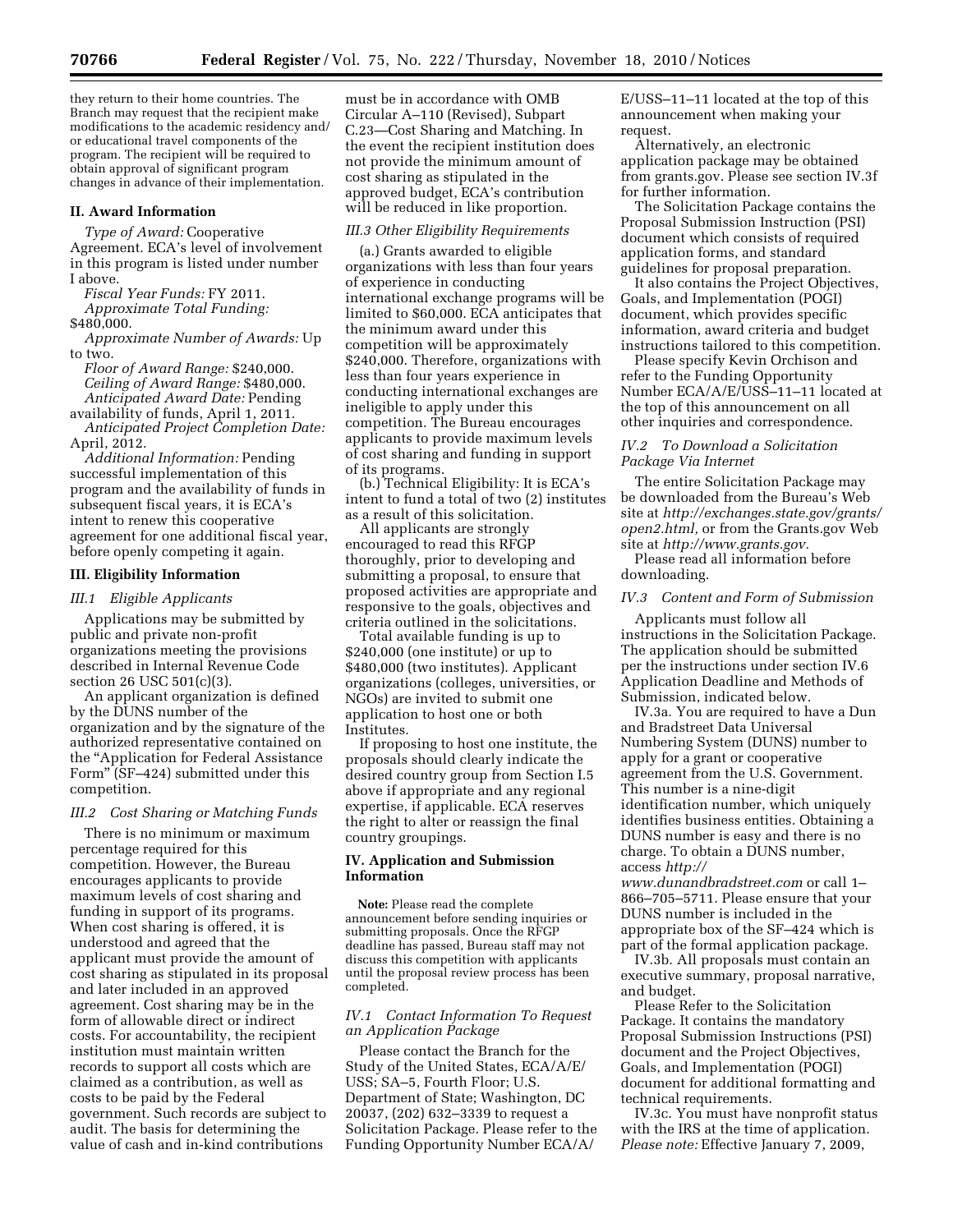they return to their home countries. The Branch may request that the recipient make modifications to the academic residency and/or educational travel components of the program. The recipient will be required to obtain approval of significant program changes in advance of their implementation.

## II. Award Information

*Type of Award:* Cooperative Agreement. ECA's level of involvement in this program is listed under number I above.

*Fiscal Year Funds:* FY 2011.

*Approximate Total Funding:* $480,000.

*Approximate Number of Awards:* Up to two.

*Floor of Award Range:* $240,000.

*Ceiling of Award Range:* $480,000.

*Anticipated Award Date:* Pending availability of funds, April 1, 2011.

*Anticipated Project Completion Date:* April, 2012.

*Additional Information:* Pending successful implementation of this program and the availability of funds in subsequent fiscal years, it is ECA's intent to renew this cooperative agreement for one additional fiscal year, before openly competing it again.

## III. Eligibility Information

### *III.1 Eligible Applicants*

Applications may be submitted by public and private non-profit organizations meeting the provisions described in Internal Revenue Code section 26 USC 501(c)(3).

An applicant organization is defined by the DUNS number of the organization and by the signature of the authorized representative contained on the "Application for Federal Assistance Form" (SF–424) submitted under this competition.

### *III.2 Cost Sharing or Matching Funds*

There is no minimum or maximum percentage required for this competition. However, the Bureau encourages applicants to provide maximum levels of cost sharing and funding in support of its programs. When cost sharing is offered, it is understood and agreed that the applicant must provide the amount of cost sharing as stipulated in its proposal and later included in an approved agreement. Cost sharing may be in the form of allowable direct or indirect costs. For accountability, the recipient institution must maintain written records to support all costs which are claimed as a contribution, as well as costs to be paid by the Federal government. Such records are subject to audit. The basis for determining the value of cash and in-kind contributions must be in accordance with OMB Circular A–110 (Revised), Subpart C.23—Cost Sharing and Matching. In the event the recipient institution does not provide the minimum amount of cost sharing as stipulated in the approved budget, ECA's contribution will be reduced in like proportion.

### *III.3 Other Eligibility Requirements*

(a.) Grants awarded to eligible organizations with less than four years of experience in conducting international exchange programs will be limited to $60,000. ECA anticipates that the minimum award under this competition will be approximately $240,000. Therefore, organizations with less than four years experience in conducting international exchanges are ineligible to apply under this competition. The Bureau encourages applicants to provide maximum levels of cost sharing and funding in support of its programs.

(b.) Technical Eligibility: It is ECA's intent to fund a total of two (2) institutes as a result of this solicitation.

All applicants are strongly encouraged to read this RFGP thoroughly, prior to developing and submitting a proposal, to ensure that proposed activities are appropriate and responsive to the goals, objectives and criteria outlined in the solicitations.

Total available funding is up to $240,000 (one institute) or up to $480,000 (two institutes). Applicant organizations (colleges, universities, or NGOs) are invited to submit one application to host one or both Institutes.

If proposing to host one institute, the proposals should clearly indicate the desired country group from Section I.5 above if appropriate and any regional expertise, if applicable. ECA reserves the right to alter or reassign the final country groupings.

## IV. Application and Submission Information

**Note:** Please read the complete announcement before sending inquiries or submitting proposals. Once the RFGP deadline has passed, Bureau staff may not discuss this competition with applicants until the proposal review process has been completed.

### *IV.1 Contact Information To Request an Application Package*

Please contact the Branch for the Study of the United States, ECA/A/E/USS; SA–5, Fourth Floor; U.S. Department of State; Washington, DC 20037, (202) 632–3339 to request a Solicitation Package. Please refer to the Funding Opportunity Number ECA/A/E/USS–11–11 located at the top of this announcement when making your request.

Alternatively, an electronic application package may be obtained from grants.gov. Please see section IV.3f for further information.

The Solicitation Package contains the Proposal Submission Instruction (PSI) document which consists of required application forms, and standard guidelines for proposal preparation.

It also contains the Project Objectives, Goals, and Implementation (POGI) document, which provides specific information, award criteria and budget instructions tailored to this competition.

Please specify Kevin Orchison and refer to the Funding Opportunity Number ECA/A/E/USS–11–11 located at the top of this announcement on all other inquiries and correspondence.

### *IV.2 To Download a Solicitation Package Via Internet*

The entire Solicitation Package may be downloaded from the Bureau's Web site at *http://exchanges.state.gov/grants/open2.html,* or from the Grants.gov Web site at *http://www.grants.gov.*

Please read all information before downloading.

### *IV.3 Content and Form of Submission*

Applicants must follow all instructions in the Solicitation Package. The application should be submitted per the instructions under section IV.6 Application Deadline and Methods of Submission, indicated below.

IV.3a. You are required to have a Dun and Bradstreet Data Universal Numbering System (DUNS) number to apply for a grant or cooperative agreement from the U.S. Government. This number is a nine-digit identification number, which uniquely identifies business entities. Obtaining a DUNS number is easy and there is no charge. To obtain a DUNS number, access *http://www.dunandbradstreet.com* or call 1–866–705–5711. Please ensure that your DUNS number is included in the appropriate box of the SF–424 which is part of the formal application package.

IV.3b. All proposals must contain an executive summary, proposal narrative, and budget.

Please Refer to the Solicitation Package. It contains the mandatory Proposal Submission Instructions (PSI) document and the Project Objectives, Goals, and Implementation (POGI) document for additional formatting and technical requirements.

IV.3c. You must have nonprofit status with the IRS at the time of application. *Please note:* Effective January 7, 2009,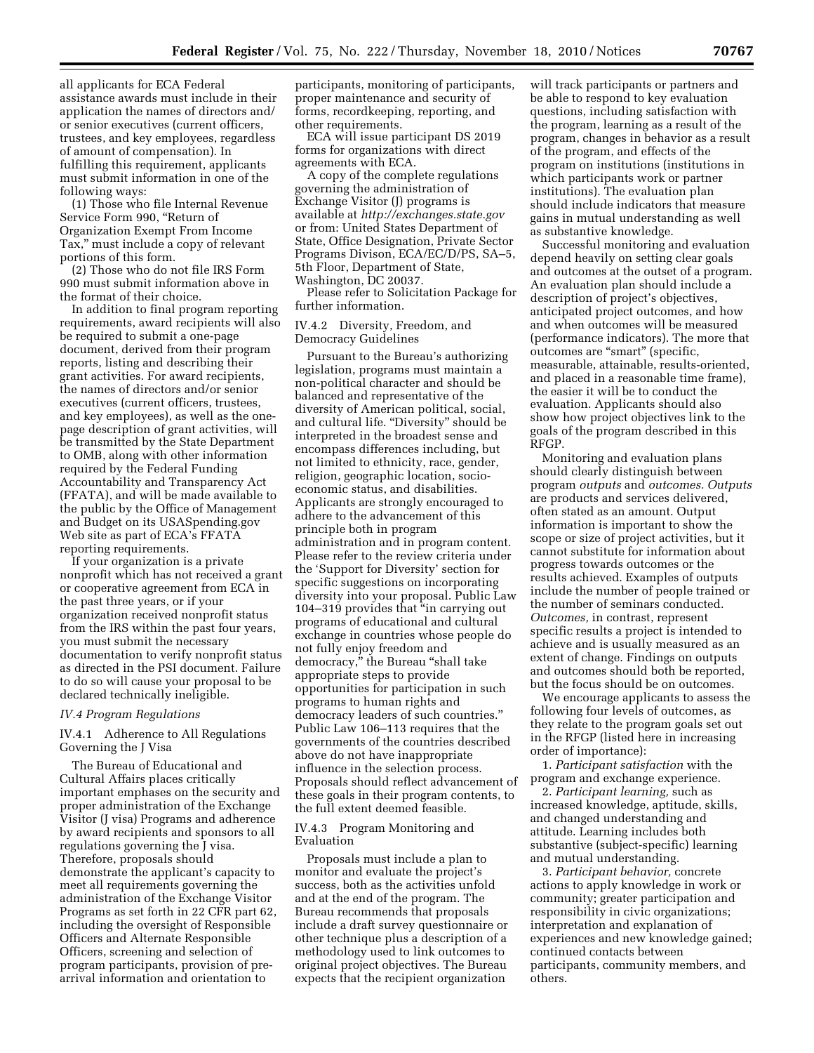all applicants for ECA Federal assistance awards must include in their application the names of directors and/or senior executives (current officers, trustees, and key employees, regardless of amount of compensation). In fulfilling this requirement, applicants must submit information in one of the following ways:

(1) Those who file Internal Revenue Service Form 990, "Return of Organization Exempt From Income Tax," must include a copy of relevant portions of this form.

(2) Those who do not file IRS Form 990 must submit information above in the format of their choice.

In addition to final program reporting requirements, award recipients will also be required to submit a one-page document, derived from their program reports, listing and describing their grant activities. For award recipients, the names of directors and/or senior executives (current officers, trustees, and key employees), as well as the one-page description of grant activities, will be transmitted by the State Department to OMB, along with other information required by the Federal Funding Accountability and Transparency Act (FFATA), and will be made available to the public by the Office of Management and Budget on its USASpending.gov Web site as part of ECA's FFATA reporting requirements.

If your organization is a private nonprofit which has not received a grant or cooperative agreement from ECA in the past three years, or if your organization received nonprofit status from the IRS within the past four years, you must submit the necessary documentation to verify nonprofit status as directed in the PSI document. Failure to do so will cause your proposal to be declared technically ineligible.

### *IV.4 Program Regulations*

#### IV.4.1 Adherence to All Regulations Governing the J Visa

The Bureau of Educational and Cultural Affairs places critically important emphases on the security and proper administration of the Exchange Visitor (J visa) Programs and adherence by award recipients and sponsors to all regulations governing the J visa. Therefore, proposals should demonstrate the applicant's capacity to meet all requirements governing the administration of the Exchange Visitor Programs as set forth in 22 CFR part 62, including the oversight of Responsible Officers and Alternate Responsible Officers, screening and selection of program participants, provision of pre-arrival information and orientation to participants, monitoring of participants, proper maintenance and security of forms, recordkeeping, reporting, and other requirements.

ECA will issue participant DS 2019 forms for organizations with direct agreements with ECA.

A copy of the complete regulations governing the administration of Exchange Visitor (J) programs is available at *http://exchanges.state.gov* or from: United States Department of State, Office Designation, Private Sector Programs Divison, ECA/EC/D/PS, SA–5, 5th Floor, Department of State, Washington, DC 20037.

Please refer to Solicitation Package for further information.

#### IV.4.2 Diversity, Freedom, and Democracy Guidelines

Pursuant to the Bureau's authorizing legislation, programs must maintain a non-political character and should be balanced and representative of the diversity of American political, social, and cultural life. "Diversity" should be interpreted in the broadest sense and encompass differences including, but not limited to ethnicity, race, gender, religion, geographic location, socio-economic status, and disabilities. Applicants are strongly encouraged to adhere to the advancement of this principle both in program administration and in program content. Please refer to the review criteria under the 'Support for Diversity' section for specific suggestions on incorporating diversity into your proposal. Public Law 104–319 provides that "in carrying out programs of educational and cultural exchange in countries whose people do not fully enjoy freedom and democracy," the Bureau "shall take appropriate steps to provide opportunities for participation in such programs to human rights and democracy leaders of such countries." Public Law 106–113 requires that the governments of the countries described above do not have inappropriate influence in the selection process. Proposals should reflect advancement of these goals in their program contents, to the full extent deemed feasible.

#### IV.4.3 Program Monitoring and Evaluation

Proposals must include a plan to monitor and evaluate the project's success, both as the activities unfold and at the end of the program. The Bureau recommends that proposals include a draft survey questionnaire or other technique plus a description of a methodology used to link outcomes to original project objectives. The Bureau expects that the recipient organization will track participants or partners and be able to respond to key evaluation questions, including satisfaction with the program, learning as a result of the program, changes in behavior as a result of the program, and effects of the program on institutions (institutions in which participants work or partner institutions). The evaluation plan should include indicators that measure gains in mutual understanding as well as substantive knowledge.

Successful monitoring and evaluation depend heavily on setting clear goals and outcomes at the outset of a program. An evaluation plan should include a description of project's objectives, anticipated project outcomes, and how and when outcomes will be measured (performance indicators). The more that outcomes are "smart" (specific, measurable, attainable, results-oriented, and placed in a reasonable time frame), the easier it will be to conduct the evaluation. Applicants should also show how project objectives link to the goals of the program described in this RFGP.

Monitoring and evaluation plans should clearly distinguish between program *outputs* and *outcomes. Outputs* are products and services delivered, often stated as an amount. Output information is important to show the scope or size of project activities, but it cannot substitute for information about progress towards outcomes or the results achieved. Examples of outputs include the number of people trained or the number of seminars conducted. *Outcomes,* in contrast, represent specific results a project is intended to achieve and is usually measured as an extent of change. Findings on outputs and outcomes should both be reported, but the focus should be on outcomes.

We encourage applicants to assess the following four levels of outcomes, as they relate to the program goals set out in the RFGP (listed here in increasing order of importance):

1. *Participant satisfaction* with the program and exchange experience.

2. *Participant learning,* such as increased knowledge, aptitude, skills, and changed understanding and attitude. Learning includes both substantive (subject-specific) learning and mutual understanding.

3. *Participant behavior,* concrete actions to apply knowledge in work or community; greater participation and responsibility in civic organizations; interpretation and explanation of experiences and new knowledge gained; continued contacts between participants, community members, and others.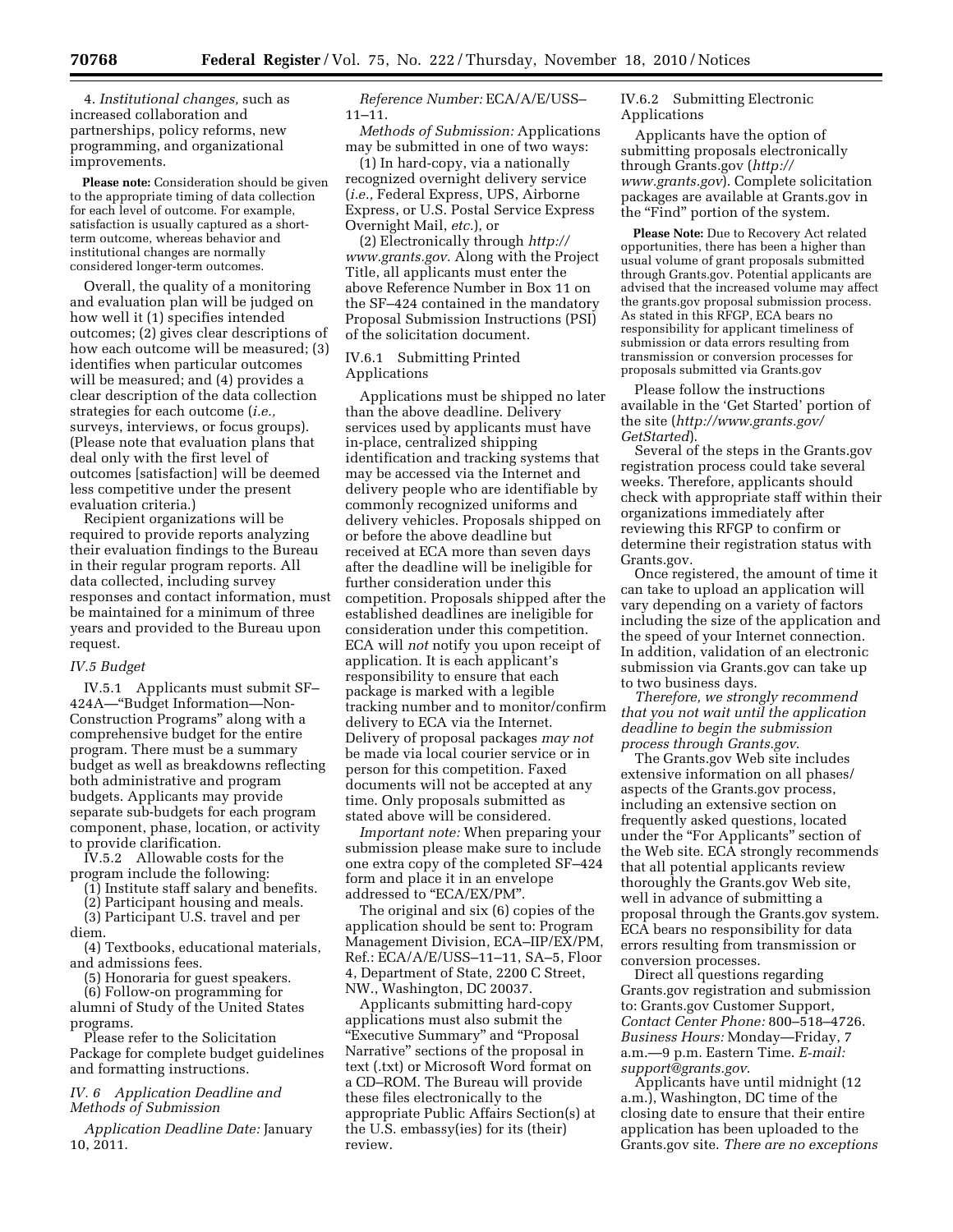4. *Institutional changes,* such as increased collaboration and partnerships, policy reforms, new programming, and organizational improvements.

**Please note:** Consideration should be given to the appropriate timing of data collection for each level of outcome. For example, satisfaction is usually captured as a short-term outcome, whereas behavior and institutional changes are normally considered longer-term outcomes.

Overall, the quality of a monitoring and evaluation plan will be judged on how well it (1) specifies intended outcomes; (2) gives clear descriptions of how each outcome will be measured; (3) identifies when particular outcomes will be measured; and (4) provides a clear description of the data collection strategies for each outcome (*i.e.,* surveys, interviews, or focus groups). (Please note that evaluation plans that deal only with the first level of outcomes [satisfaction] will be deemed less competitive under the present evaluation criteria.)

Recipient organizations will be required to provide reports analyzing their evaluation findings to the Bureau in their regular program reports. All data collected, including survey responses and contact information, must be maintained for a minimum of three years and provided to the Bureau upon request.

*IV.5 Budget*

IV.5.1 Applicants must submit SF–424A—"Budget Information—Non-Construction Programs" along with a comprehensive budget for the entire program. There must be a summary budget as well as breakdowns reflecting both administrative and program budgets. Applicants may provide separate sub-budgets for each program component, phase, location, or activity to provide clarification.

IV.5.2 Allowable costs for the program include the following:

(1) Institute staff salary and benefits.

(2) Participant housing and meals.

(3) Participant U.S. travel and per diem.

(4) Textbooks, educational materials, and admissions fees.

(5) Honoraria for guest speakers.

(6) Follow-on programming for alumni of Study of the United States programs.

Please refer to the Solicitation Package for complete budget guidelines and formatting instructions.

*IV. 6 Application Deadline and Methods of Submission*

*Application Deadline Date:* January 10, 2011.

*Reference Number:* ECA/A/E/USS–11–11.

*Methods of Submission:* Applications may be submitted in one of two ways:

(1) In hard-copy, via a nationally recognized overnight delivery service (*i.e.,* Federal Express, UPS, Airborne Express, or U.S. Postal Service Express Overnight Mail, *etc.*), or

(2) Electronically through *http://www.grants.gov.* Along with the Project Title, all applicants must enter the above Reference Number in Box 11 on the SF–424 contained in the mandatory Proposal Submission Instructions (PSI) of the solicitation document.

IV.6.1 Submitting Printed Applications

Applications must be shipped no later than the above deadline. Delivery services used by applicants must have in-place, centralized shipping identification and tracking systems that may be accessed via the Internet and delivery people who are identifiable by commonly recognized uniforms and delivery vehicles. Proposals shipped on or before the above deadline but received at ECA more than seven days after the deadline will be ineligible for further consideration under this competition. Proposals shipped after the established deadlines are ineligible for consideration under this competition. ECA will *not* notify you upon receipt of application. It is each applicant's responsibility to ensure that each package is marked with a legible tracking number and to monitor/confirm delivery to ECA via the Internet. Delivery of proposal packages *may not* be made via local courier service or in person for this competition. Faxed documents will not be accepted at any time. Only proposals submitted as stated above will be considered.

*Important note:* When preparing your submission please make sure to include one extra copy of the completed SF–424 form and place it in an envelope addressed to "ECA/EX/PM".

The original and six (6) copies of the application should be sent to: Program Management Division, ECA–IIP/EX/PM, Ref.: ECA/A/E/USS–11–11, SA–5, Floor 4, Department of State, 2200 C Street, NW., Washington, DC 20037.

Applicants submitting hard-copy applications must also submit the "Executive Summary" and "Proposal Narrative" sections of the proposal in text (.txt) or Microsoft Word format on a CD–ROM. The Bureau will provide these files electronically to the appropriate Public Affairs Section(s) at the U.S. embassy(ies) for its (their) review.

IV.6.2 Submitting Electronic Applications

Applicants have the option of submitting proposals electronically through Grants.gov (*http://www.grants.gov*). Complete solicitation packages are available at Grants.gov in the "Find" portion of the system.

**Please Note:** Due to Recovery Act related opportunities, there has been a higher than usual volume of grant proposals submitted through Grants.gov. Potential applicants are advised that the increased volume may affect the grants.gov proposal submission process. As stated in this RFGP, ECA bears no responsibility for applicant timeliness of submission or data errors resulting from transmission or conversion processes for proposals submitted via Grants.gov

Please follow the instructions available in the 'Get Started' portion of the site (*http://www.grants.gov/GetStarted*).

Several of the steps in the Grants.gov registration process could take several weeks. Therefore, applicants should check with appropriate staff within their organizations immediately after reviewing this RFGP to confirm or determine their registration status with Grants.gov.

Once registered, the amount of time it can take to upload an application will vary depending on a variety of factors including the size of the application and the speed of your Internet connection. In addition, validation of an electronic submission via Grants.gov can take up to two business days.

*Therefore, we strongly recommend that you not wait until the application deadline to begin the submission process through Grants.gov.*

The Grants.gov Web site includes extensive information on all phases/aspects of the Grants.gov process, including an extensive section on frequently asked questions, located under the "For Applicants" section of the Web site. ECA strongly recommends that all potential applicants review thoroughly the Grants.gov Web site, well in advance of submitting a proposal through the Grants.gov system. ECA bears no responsibility for data errors resulting from transmission or conversion processes.

Direct all questions regarding Grants.gov registration and submission to: Grants.gov Customer Support, *Contact Center Phone:* 800–518–4726. *Business Hours:* Monday—Friday, 7 a.m.—9 p.m. Eastern Time. *E-mail: support@grants.gov*.

Applicants have until midnight (12 a.m.), Washington, DC time of the closing date to ensure that their entire application has been uploaded to the Grants.gov site. *There are no exceptions*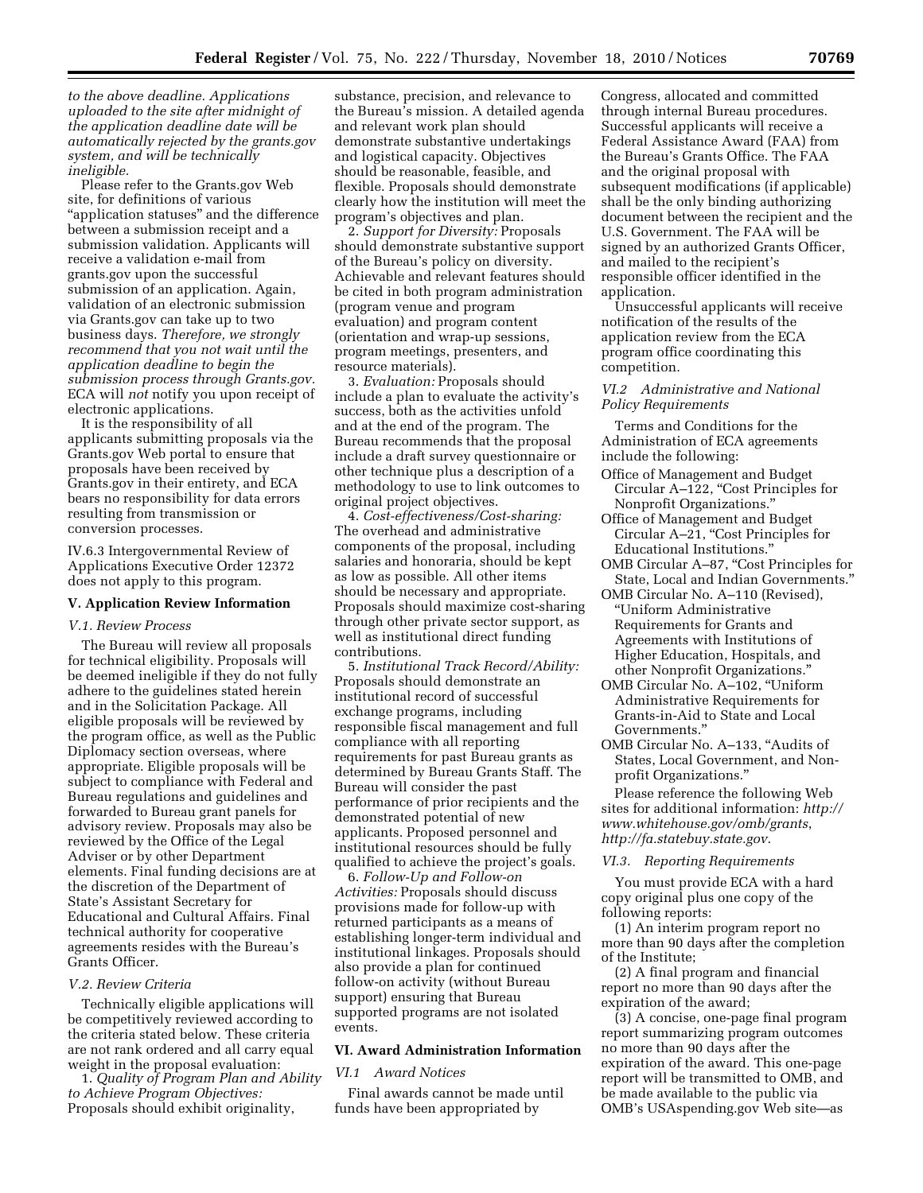*to the above deadline. Applications uploaded to the site after midnight of the application deadline date will be automatically rejected by the grants.gov system, and will be technically ineligible.*

Please refer to the Grants.gov Web site, for definitions of various "application statuses" and the difference between a submission receipt and a submission validation. Applicants will receive a validation e-mail from grants.gov upon the successful submission of an application. Again, validation of an electronic submission via Grants.gov can take up to two business days. *Therefore, we strongly recommend that you not wait until the application deadline to begin the submission process through Grants.gov.* ECA will *not* notify you upon receipt of electronic applications.

It is the responsibility of all applicants submitting proposals via the Grants.gov Web portal to ensure that proposals have been received by Grants.gov in their entirety, and ECA bears no responsibility for data errors resulting from transmission or conversion processes.

IV.6.3 Intergovernmental Review of Applications Executive Order 12372 does not apply to this program.

## V. Application Review Information

### *V.1. Review Process*

The Bureau will review all proposals for technical eligibility. Proposals will be deemed ineligible if they do not fully adhere to the guidelines stated herein and in the Solicitation Package. All eligible proposals will be reviewed by the program office, as well as the Public Diplomacy section overseas, where appropriate. Eligible proposals will be subject to compliance with Federal and Bureau regulations and guidelines and forwarded to Bureau grant panels for advisory review. Proposals may also be reviewed by the Office of the Legal Adviser or by other Department elements. Final funding decisions are at the discretion of the Department of State's Assistant Secretary for Educational and Cultural Affairs. Final technical authority for cooperative agreements resides with the Bureau's Grants Officer.

### *V.2. Review Criteria*

Technically eligible applications will be competitively reviewed according to the criteria stated below. These criteria are not rank ordered and all carry equal weight in the proposal evaluation:

1. *Quality of Program Plan and Ability to Achieve Program Objectives:* Proposals should exhibit originality, substance, precision, and relevance to the Bureau's mission. A detailed agenda and relevant work plan should demonstrate substantive undertakings and logistical capacity. Objectives should be reasonable, feasible, and flexible. Proposals should demonstrate clearly how the institution will meet the program's objectives and plan.

2. *Support for Diversity:* Proposals should demonstrate substantive support of the Bureau's policy on diversity. Achievable and relevant features should be cited in both program administration (program venue and program evaluation) and program content (orientation and wrap-up sessions, program meetings, presenters, and resource materials).

3. *Evaluation:* Proposals should include a plan to evaluate the activity's success, both as the activities unfold and at the end of the program. The Bureau recommends that the proposal include a draft survey questionnaire or other technique plus a description of a methodology to use to link outcomes to original project objectives.

4. *Cost-effectiveness/Cost-sharing:* The overhead and administrative components of the proposal, including salaries and honoraria, should be kept as low as possible. All other items should be necessary and appropriate. Proposals should maximize cost-sharing through other private sector support, as well as institutional direct funding contributions.

5. *Institutional Track Record/Ability:* Proposals should demonstrate an institutional record of successful exchange programs, including responsible fiscal management and full compliance with all reporting requirements for past Bureau grants as determined by Bureau Grants Staff. The Bureau will consider the past performance of prior recipients and the demonstrated potential of new applicants. Proposed personnel and institutional resources should be fully qualified to achieve the project's goals.

6. *Follow-Up and Follow-on Activities:* Proposals should discuss provisions made for follow-up with returned participants as a means of establishing longer-term individual and institutional linkages. Proposals should also provide a plan for continued follow-on activity (without Bureau support) ensuring that Bureau supported programs are not isolated events.

## VI. Award Administration Information

### *VI.1 Award Notices*

Final awards cannot be made until funds have been appropriated by Congress, allocated and committed through internal Bureau procedures. Successful applicants will receive a Federal Assistance Award (FAA) from the Bureau's Grants Office. The FAA and the original proposal with subsequent modifications (if applicable) shall be the only binding authorizing document between the recipient and the U.S. Government. The FAA will be signed by an authorized Grants Officer, and mailed to the recipient's responsible officer identified in the application.

Unsuccessful applicants will receive notification of the results of the application review from the ECA program office coordinating this competition.

### *VI.2 Administrative and National Policy Requirements*

Terms and Conditions for the Administration of ECA agreements include the following:

Office of Management and Budget Circular A–122, "Cost Principles for Nonprofit Organizations."
Office of Management and Budget Circular A–21, "Cost Principles for Educational Institutions."
OMB Circular A–87, "Cost Principles for State, Local and Indian Governments."
OMB Circular No. A–110 (Revised), "Uniform Administrative Requirements for Grants and Agreements with Institutions of Higher Education, Hospitals, and other Nonprofit Organizations."
OMB Circular No. A–102, "Uniform Administrative Requirements for Grants-in-Aid to State and Local Governments."
OMB Circular No. A–133, "Audits of States, Local Government, and Non-profit Organizations."

Please reference the following Web sites for additional information: *http://www.whitehouse.gov/omb/grants*, *http://fa.statebuy.state.gov*.

### *VI.3. Reporting Requirements*

You must provide ECA with a hard copy original plus one copy of the following reports:

(1) An interim program report no more than 90 days after the completion of the Institute;

(2) A final program and financial report no more than 90 days after the expiration of the award;

(3) A concise, one-page final program report summarizing program outcomes no more than 90 days after the expiration of the award. This one-page report will be transmitted to OMB, and be made available to the public via OMB's USAspending.gov Web site—as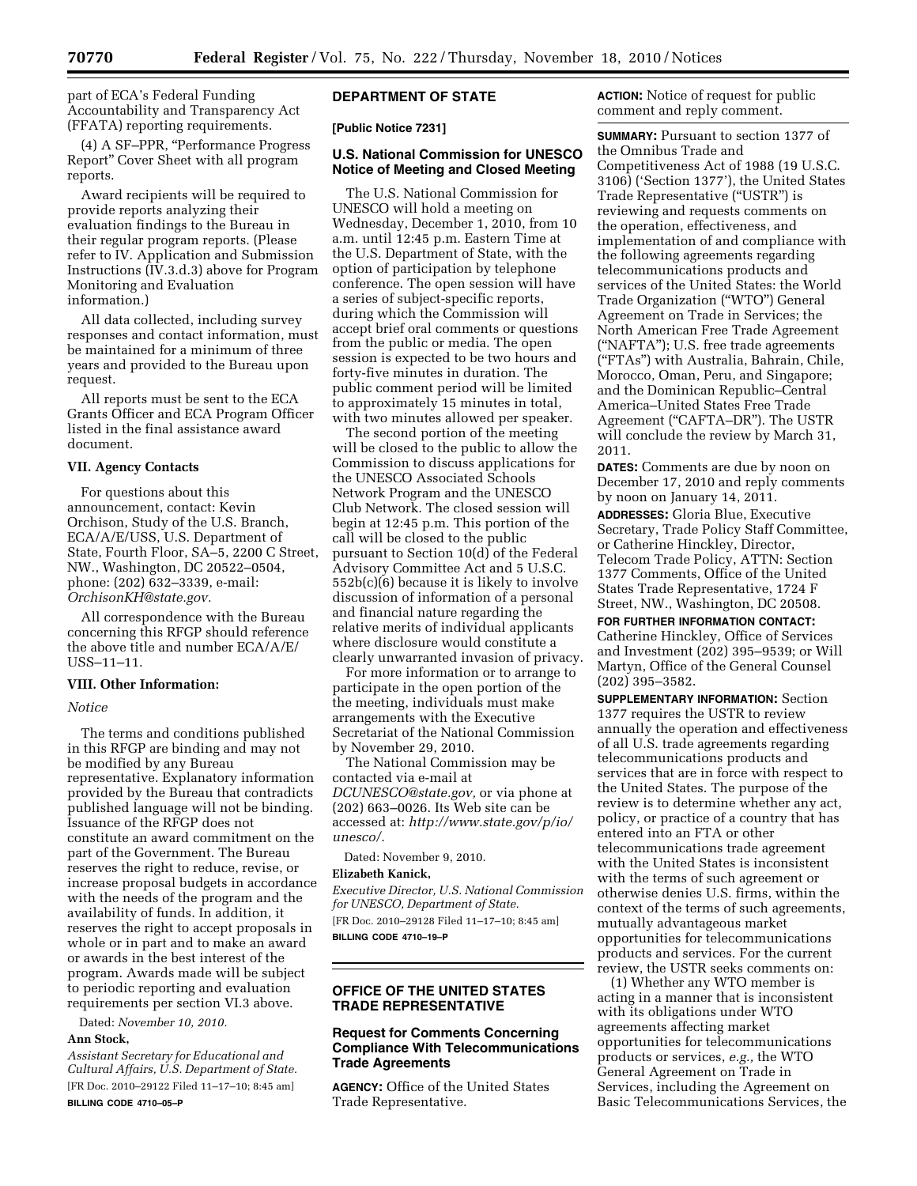part of ECA's Federal Funding Accountability and Transparency Act (FFATA) reporting requirements.

(4) A SF–PPR, "Performance Progress Report" Cover Sheet with all program reports.

Award recipients will be required to provide reports analyzing their evaluation findings to the Bureau in their regular program reports. (Please refer to IV. Application and Submission Instructions (IV.3.d.3) above for Program Monitoring and Evaluation information.)

All data collected, including survey responses and contact information, must be maintained for a minimum of three years and provided to the Bureau upon request.

All reports must be sent to the ECA Grants Officer and ECA Program Officer listed in the final assistance award document.

### VII. Agency Contacts

For questions about this announcement, contact: Kevin Orchison, Study of the U.S. Branch, ECA/A/E/USS, U.S. Department of State, Fourth Floor, SA–5, 2200 C Street, NW., Washington, DC 20522–0504, phone: (202) 632–3339, e-mail: *OrchisonKH@state.gov.*

All correspondence with the Bureau concerning this RFGP should reference the above title and number ECA/A/E/USS–11–11.

### VIII. Other Information:

*Notice*

The terms and conditions published in this RFGP are binding and may not be modified by any Bureau representative. Explanatory information provided by the Bureau that contradicts published language will not be binding. Issuance of the RFGP does not constitute an award commitment on the part of the Government. The Bureau reserves the right to reduce, revise, or increase proposal budgets in accordance with the needs of the program and the availability of funds. In addition, it reserves the right to accept proposals in whole or in part and to make an award or awards in the best interest of the program. Awards made will be subject to periodic reporting and evaluation requirements per section VI.3 above.

Dated: *November 10, 2010.*

**Ann Stock,**

*Assistant Secretary for Educational and Cultural Affairs, U.S. Department of State.*

[FR Doc. 2010–29122 Filed 11–17–10; 8:45 am]

**BILLING CODE 4710–05–P**

## DEPARTMENT OF STATE

**[Public Notice 7231]**

### U.S. National Commission for UNESCO Notice of Meeting and Closed Meeting

The U.S. National Commission for UNESCO will hold a meeting on Wednesday, December 1, 2010, from 10 a.m. until 12:45 p.m. Eastern Time at the U.S. Department of State, with the option of participation by telephone conference. The open session will have a series of subject-specific reports, during which the Commission will accept brief oral comments or questions from the public or media. The open session is expected to be two hours and forty-five minutes in duration. The public comment period will be limited to approximately 15 minutes in total, with two minutes allowed per speaker.

The second portion of the meeting will be closed to the public to allow the Commission to discuss applications for the UNESCO Associated Schools Network Program and the UNESCO Club Network. The closed session will begin at 12:45 p.m. This portion of the call will be closed to the public pursuant to Section 10(d) of the Federal Advisory Committee Act and 5 U.S.C. 552b(c)(6) because it is likely to involve discussion of information of a personal and financial nature regarding the relative merits of individual applicants where disclosure would constitute a clearly unwarranted invasion of privacy.

For more information or to arrange to participate in the open portion of the the meeting, individuals must make arrangements with the Executive Secretariat of the National Commission by November 29, 2010.

The National Commission may be contacted via e-mail at *DCUNESCO@state.gov,* or via phone at (202) 663–0026. Its Web site can be accessed at: *http://www.state.gov/p/io/unesco/.*

Dated: November 9, 2010.

**Elizabeth Kanick,**

*Executive Director, U.S. National Commission for UNESCO, Department of State.*

[FR Doc. 2010–29128 Filed 11–17–10; 8:45 am]

**BILLING CODE 4710–19–P**

## OFFICE OF THE UNITED STATES TRADE REPRESENTATIVE

### Request for Comments Concerning Compliance With Telecommunications Trade Agreements

**AGENCY:** Office of the United States Trade Representative.

**ACTION:** Notice of request for public comment and reply comment.

**SUMMARY:** Pursuant to section 1377 of the Omnibus Trade and Competitiveness Act of 1988 (19 U.S.C. 3106) ('Section 1377'), the United States Trade Representative ("USTR") is reviewing and requests comments on the operation, effectiveness, and implementation of and compliance with the following agreements regarding telecommunications products and services of the United States: the World Trade Organization ("WTO") General Agreement on Trade in Services; the North American Free Trade Agreement ("NAFTA"); U.S. free trade agreements ("FTAs") with Australia, Bahrain, Chile, Morocco, Oman, Peru, and Singapore; and the Dominican Republic–Central America–United States Free Trade Agreement ("CAFTA–DR"). The USTR will conclude the review by March 31, 2011.

**DATES:** Comments are due by noon on December 17, 2010 and reply comments by noon on January 14, 2011.

**ADDRESSES:** Gloria Blue, Executive Secretary, Trade Policy Staff Committee, or Catherine Hinckley, Director, Telecom Trade Policy, ATTN: Section 1377 Comments, Office of the United States Trade Representative, 1724 F Street, NW., Washington, DC 20508.

**FOR FURTHER INFORMATION CONTACT:** Catherine Hinckley, Office of Services and Investment (202) 395–9539; or Will Martyn, Office of the General Counsel (202) 395–3582.

**SUPPLEMENTARY INFORMATION:** Section 1377 requires the USTR to review annually the operation and effectiveness of all U.S. trade agreements regarding telecommunications products and services that are in force with respect to the United States. The purpose of the review is to determine whether any act, policy, or practice of a country that has entered into an FTA or other telecommunications trade agreement with the United States is inconsistent with the terms of such agreement or otherwise denies U.S. firms, within the context of the terms of such agreements, mutually advantageous market opportunities for telecommunications products and services. For the current review, the USTR seeks comments on:

(1) Whether any WTO member is acting in a manner that is inconsistent with its obligations under WTO agreements affecting market opportunities for telecommunications products or services, *e.g.,* the WTO General Agreement on Trade in Services, including the Agreement on Basic Telecommunications Services, the